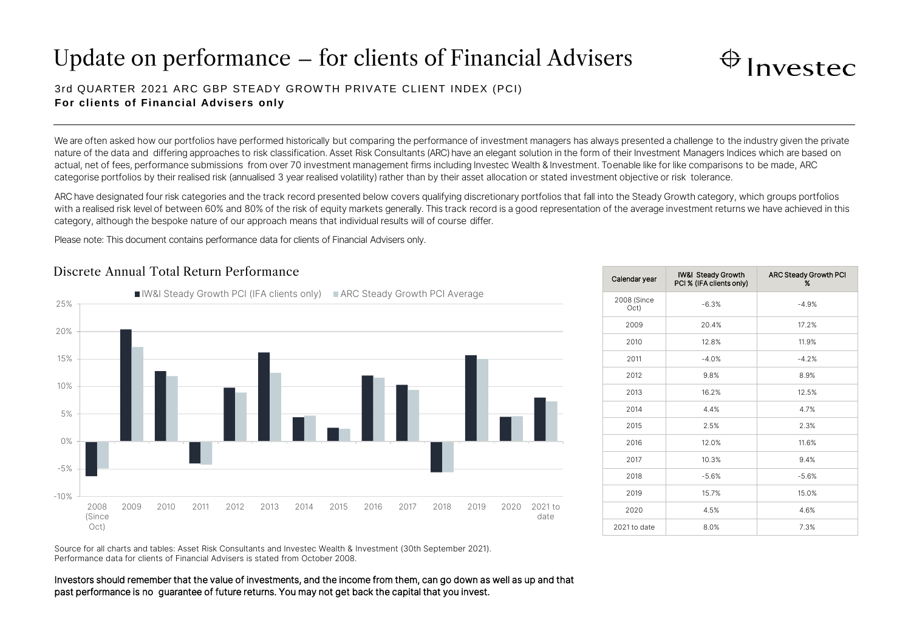# Update on performance – for clients of Financial Advisers

Investec

3rd QUARTER 2021 ARC GBP STEADY GROWTH PRIVATE CLIENT INDEX (PCI)

**For clients of Financial Advisers only**

We are often asked how our portfolios have performed historically but comparing the performance of investment managers has always presented a challenge to the industry given the private nature of the data and differing approaches to risk classification. Asset Risk Consultants (ARC) have an elegant solution in the form of their Investment Managers Indices which are based on actual, net of fees, performance submissions from over 70 investment management firms including Investec Wealth & Investment. To enable like for like comparisons to be made, ARC categorise portfolios by their realised risk (annualised 3 year realised volatility) rather than by their asset allocation or stated investment objective or risk tolerance.

ARC have designated four risk categories and the track record presented below covers qualifying discretionary portfolios that fall into the Steady Growth category, which groups portfolios with a realised risk level of between 60% and 80% of the risk of equity markets generally. This track record is a good representation of the average investment returns we have achieved in this category, although the bespoke nature of our approach means that individual results will of course differ.

Please note: This document contains performance data for clients of Financial Advisers only.

## Discrete Annual Total Return Performance

■ IW&I Steady Growth PCI (IFA clients only) ■ ARC Steady Growth PCI Average

| Calendar year | IW&I Steady Growth PCI % (IFA clients only) | ARC Steady Growth PCI % |
|---|---|---|
| 2008 (Since Oct) | -6.3% | -4.9% |
| 2009 | 20.4% | 17.2% |
| 2010 | 12.8% | 11.9% |
| 2011 | -4.0% | -4.2% |
| 2012 | 9.8% | 8.9% |
| 2013 | 16.2% | 12.5% |
| 2014 | 4.4% | 4.7% |
| 2015 | 2.5% | 2.3% |
| 2016 | 12.0% | 11.6% |
| 2017 | 10.3% | 9.4% |
| 2018 | -5.6% | -5.6% |
| 2019 | 15.7% | 15.0% |
| 2020 | 4.5% | 4.6% |
| 2021 to date | 8.0% | 7.3% |

Source for all charts and tables: Asset Risk Consultants and Investec Wealth & Investment (30th September 2021).
Performance data for clients of Financial Advisers is stated from October 2008.

**Investors should remember that the value of investments, and the income from them, can go down as well as up and that past performance is no guarantee of future returns. You may not get back the capital that you invest.**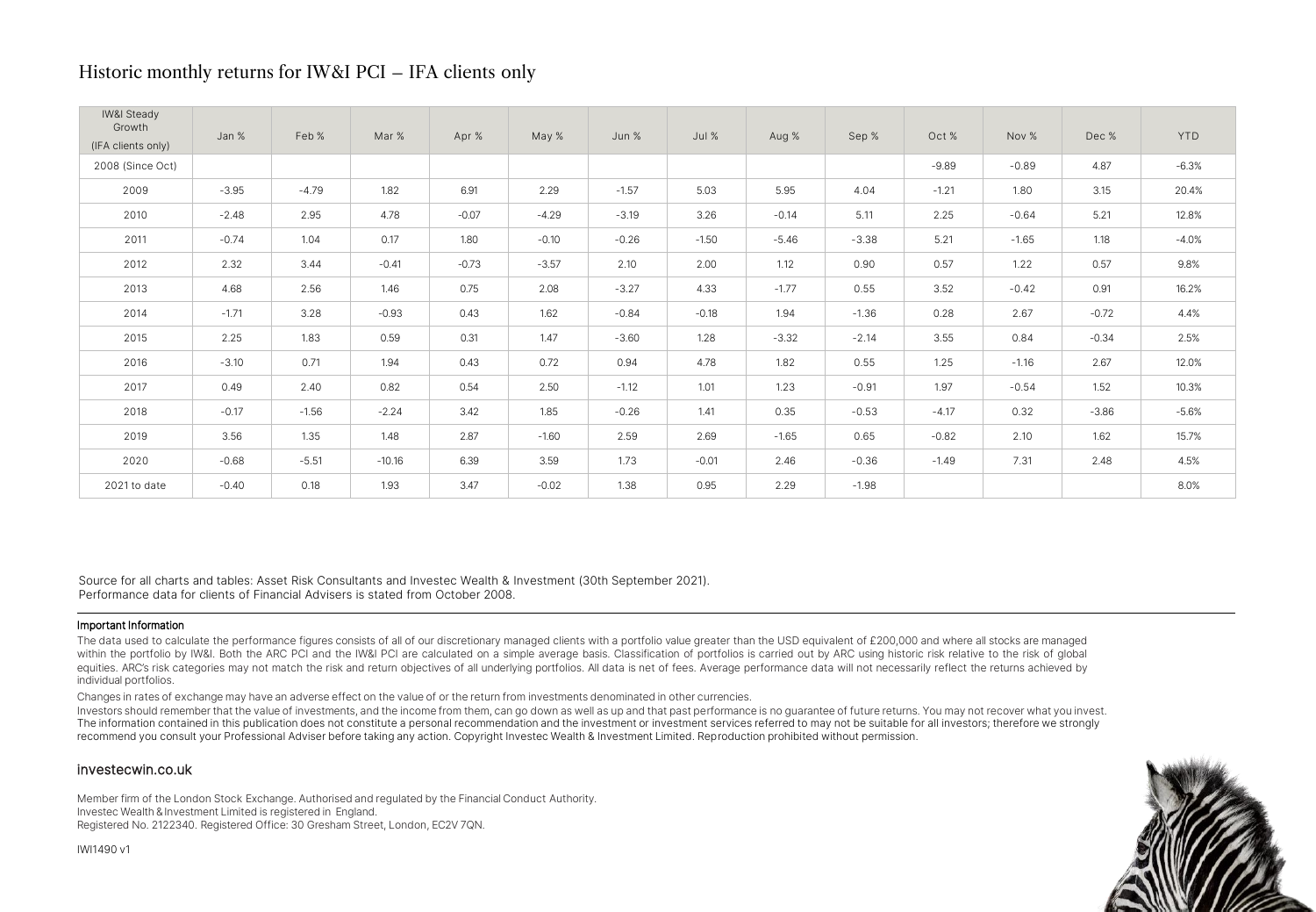# Historic monthly returns for IW&I PCI – IFA clients only

| IW&I Steady Growth (IFA clients only) | Jan % | Feb % | Mar % | Apr % | May % | Jun % | Jul % | Aug % | Sep % | Oct % | Nov % | Dec % | YTD |
|---|---|---|---|---|---|---|---|---|---|---|---|---|---|
| 2008 (Since Oct) | | | | | | | | | | -9.89 | -0.89 | 4.87 | -6.3% |
| 2009 | -3.95 | -4.79 | 1.82 | 6.91 | 2.29 | -1.57 | 5.03 | 5.95 | 4.04 | -1.21 | 1.80 | 3.15 | 20.4% |
| 2010 | -2.48 | 2.95 | 4.78 | -0.07 | -4.29 | -3.19 | 3.26 | -0.14 | 5.11 | 2.25 | -0.64 | 5.21 | 12.8% |
| 2011 | -0.74 | 1.04 | 0.17 | 1.80 | -0.10 | -0.26 | -1.50 | -5.46 | -3.38 | 5.21 | -1.65 | 1.18 | -4.0% |
| 2012 | 2.32 | 3.44 | -0.41 | -0.73 | -3.57 | 2.10 | 2.00 | 1.12 | 0.90 | 0.57 | 1.22 | 0.57 | 9.8% |
| 2013 | 4.68 | 2.56 | 1.46 | 0.75 | 2.08 | -3.27 | 4.33 | -1.77 | 0.55 | 3.52 | -0.42 | 0.91 | 16.2% |
| 2014 | -1.71 | 3.28 | -0.93 | 0.43 | 1.62 | -0.84 | -0.18 | 1.94 | -1.36 | 0.28 | 2.67 | -0.72 | 4.4% |
| 2015 | 2.25 | 1.83 | 0.59 | 0.31 | 1.47 | -3.60 | 1.28 | -3.32 | -2.14 | 3.55 | 0.84 | -0.34 | 2.5% |
| 2016 | -3.10 | 0.71 | 1.94 | 0.43 | 0.72 | 0.94 | 4.78 | 1.82 | 0.55 | 1.25 | -1.16 | 2.67 | 12.0% |
| 2017 | 0.49 | 2.40 | 0.82 | 0.54 | 2.50 | -1.12 | 1.01 | 1.23 | -0.91 | 1.97 | -0.54 | 1.52 | 10.3% |
| 2018 | -0.17 | -1.56 | -2.24 | 3.42 | 1.85 | -0.26 | 1.41 | 0.35 | -0.53 | -4.17 | 0.32 | -3.86 | -5.6% |
| 2019 | 3.56 | 1.35 | 1.48 | 2.87 | -1.60 | 2.59 | 2.69 | -1.65 | 0.65 | -0.82 | 2.10 | 1.62 | 15.7% |
| 2020 | -0.68 | -5.51 | -10.16 | 6.39 | 3.59 | 1.73 | -0.01 | 2.46 | -0.36 | -1.49 | 7.31 | 2.48 | 4.5% |
| 2021 to date | -0.40 | 0.18 | 1.93 | 3.47 | -0.02 | 1.38 | 0.95 | 2.29 | -1.98 | | | | 8.0% |

Source for all charts and tables: Asset Risk Consultants and Investec Wealth & Investment (30th September 2021).
Performance data for clients of Financial Advisers is stated from October 2008.

**Important Information**

The data used to calculate the performance figures consists of all of our discretionary managed clients with a portfolio value greater than the USD equivalent of £200,000 and where all stocks are managed within the portfolio by IW&I. Both the ARC PCI and the IW&I PCI are calculated on a simple average basis. Classification of portfolios is carried out by ARC using historic risk relative to the risk of global equities. ARC's risk categories may not match the risk and return objectives of all underlying portfolios. All data is net of fees. Average performance data will not necessarily reflect the returns achieved by individual portfolios.

Changes in rates of exchange may have an adverse effect on the value of or the return from investments denominated in other currencies.

Investors should remember that the value of investments, and the income from them, can go down as well as up and that past performance is no guarantee of future returns. You may not recover what you invest. The information contained in this publication does not constitute a personal recommendation and the investment or investment services referred to may not be suitable for all investors; therefore we strongly recommend you consult your Professional Adviser before taking any action. Copyright Investec Wealth & Investment Limited. Reproduction prohibited without permission.

investecwin.co.uk

Member firm of the London Stock Exchange. Authorised and regulated by the Financial Conduct Authority.
Investec Wealth & Investment Limited is registered in England.
Registered No. 2122340. Registered Office: 30 Gresham Street, London, EC2V 7QN.

IWI1490 v1